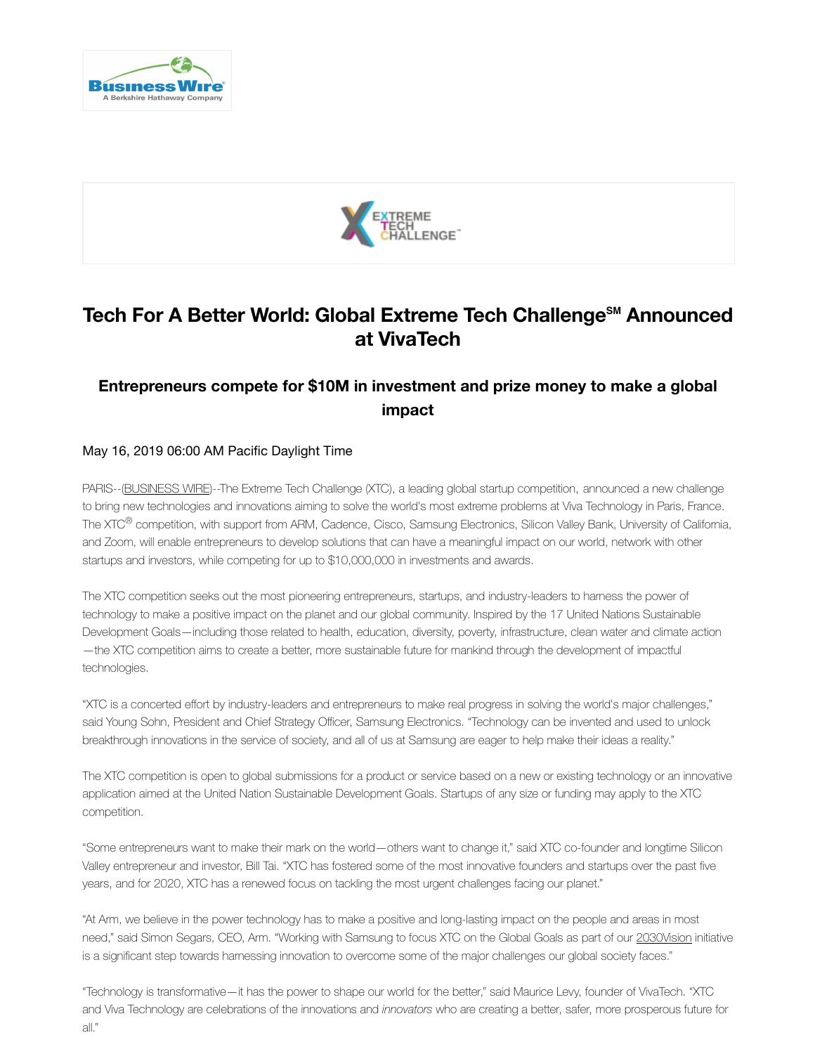# Tech For A Better World: Global Extreme Tech Challenge℠ Announced at VivaTech

## Entrepreneurs compete for $10M in investment and prize money to make a global impact

May 16, 2019 06:00 AM Pacific Daylight Time

PARIS--(BUSINESS WIRE)--The Extreme Tech Challenge (XTC), a leading global startup competition, announced a new challenge to bring new technologies and innovations aiming to solve the world's most extreme problems at Viva Technology in Paris, France. The XTC® competition, with support from ARM, Cadence, Cisco, Samsung Electronics, Silicon Valley Bank, University of California, and Zoom, will enable entrepreneurs to develop solutions that can have a meaningful impact on our world, network with other startups and investors, while competing for up to $10,000,000 in investments and awards.

The XTC competition seeks out the most pioneering entrepreneurs, startups, and industry-leaders to harness the power of technology to make a positive impact on the planet and our global community. Inspired by the 17 United Nations Sustainable Development Goals—including those related to health, education, diversity, poverty, infrastructure, clean water and climate action—the XTC competition aims to create a better, more sustainable future for mankind through the development of impactful technologies.

"XTC is a concerted effort by industry-leaders and entrepreneurs to make real progress in solving the world's major challenges," said Young Sohn, President and Chief Strategy Officer, Samsung Electronics. "Technology can be invented and used to unlock breakthrough innovations in the service of society, and all of us at Samsung are eager to help make their ideas a reality."

The XTC competition is open to global submissions for a product or service based on a new or existing technology or an innovative application aimed at the United Nation Sustainable Development Goals. Startups of any size or funding may apply to the XTC competition.

"Some entrepreneurs want to make their mark on the world—others want to change it," said XTC co-founder and longtime Silicon Valley entrepreneur and investor, Bill Tai. "XTC has fostered some of the most innovative founders and startups over the past five years, and for 2020, XTC has a renewed focus on tackling the most urgent challenges facing our planet."

"At Arm, we believe in the power technology has to make a positive and long-lasting impact on the people and areas in most need," said Simon Segars, CEO, Arm. "Working with Samsung to focus XTC on the Global Goals as part of our 2030Vision initiative is a significant step towards harnessing innovation to overcome some of the major challenges our global society faces."

"Technology is transformative—it has the power to shape our world for the better," said Maurice Levy, founder of VivaTech. "XTC and Viva Technology are celebrations of the innovations and *innovators* who are creating a better, safer, more prosperous future for all."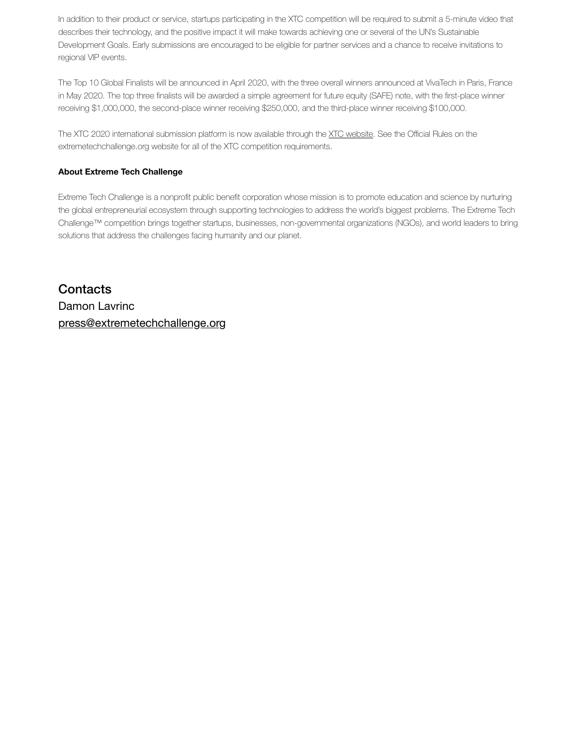In addition to their product or service, startups participating in the XTC competition will be required to submit a 5-minute video that describes their technology, and the positive impact it will make towards achieving one or several of the UN's Sustainable Development Goals. Early submissions are encouraged to be eligible for partner services and a chance to receive invitations to regional VIP events.

The Top 10 Global Finalists will be announced in April 2020, with the three overall winners announced at VivaTech in Paris, France in May 2020. The top three finalists will be awarded a simple agreement for future equity (SAFE) note, with the first-place winner receiving $1,000,000, the second-place winner receiving $250,000, and the third-place winner receiving $100,000.

The XTC 2020 international submission platform is now available through the XTC website. See the Official Rules on the extremetechchallenge.org website for all of the XTC competition requirements.

**About Extreme Tech Challenge**

Extreme Tech Challenge is a nonprofit public benefit corporation whose mission is to promote education and science by nurturing the global entrepreneurial ecosystem through supporting technologies to address the world's biggest problems. The Extreme Tech Challenge™ competition brings together startups, businesses, non-governmental organizations (NGOs), and world leaders to bring solutions that address the challenges facing humanity and our planet.

## Contacts

Damon Lavrinc
press@extremetechchallenge.org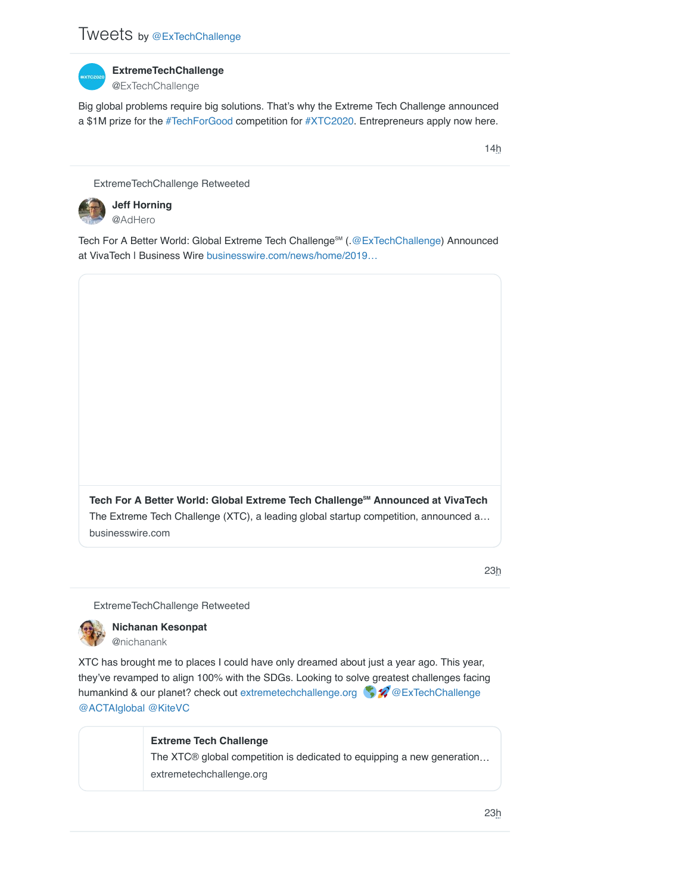# Tweets by @ExTechChallenge

**ExtremeTechChallenge**
@ExTechChallenge

Big global problems require big solutions. That's why the Extreme Tech Challenge announced a $1M prize for the #TechForGood competition for #XTC2020. Entrepreneurs apply now here.

14h

---

ExtremeTechChallenge Retweeted

**Jeff Horning**
@AdHero

Tech For A Better World: Global Extreme Tech Challenge℠ (.@ExTechChallenge) Announced at VivaTech | Business Wire businesswire.com/news/home/2019…

**Tech For A Better World: Global Extreme Tech Challenge℠ Announced at VivaTech**
The Extreme Tech Challenge (XTC), a leading global startup competition, announced a…
businesswire.com

23h

---

ExtremeTechChallenge Retweeted

**Nichanan Kesonpat**
@nichanank

XTC has brought me to places I could have only dreamed about just a year ago. This year, they've revamped to align 100% with the SDGs. Looking to solve greatest challenges facing humankind & our planet? check out extremetechchallenge.org 🌎🚀 @ExTechChallenge @ACTAIglobal @KiteVC

**Extreme Tech Challenge**
The XTC® global competition is dedicated to equipping a new generation…
extremetechchallenge.org

23h